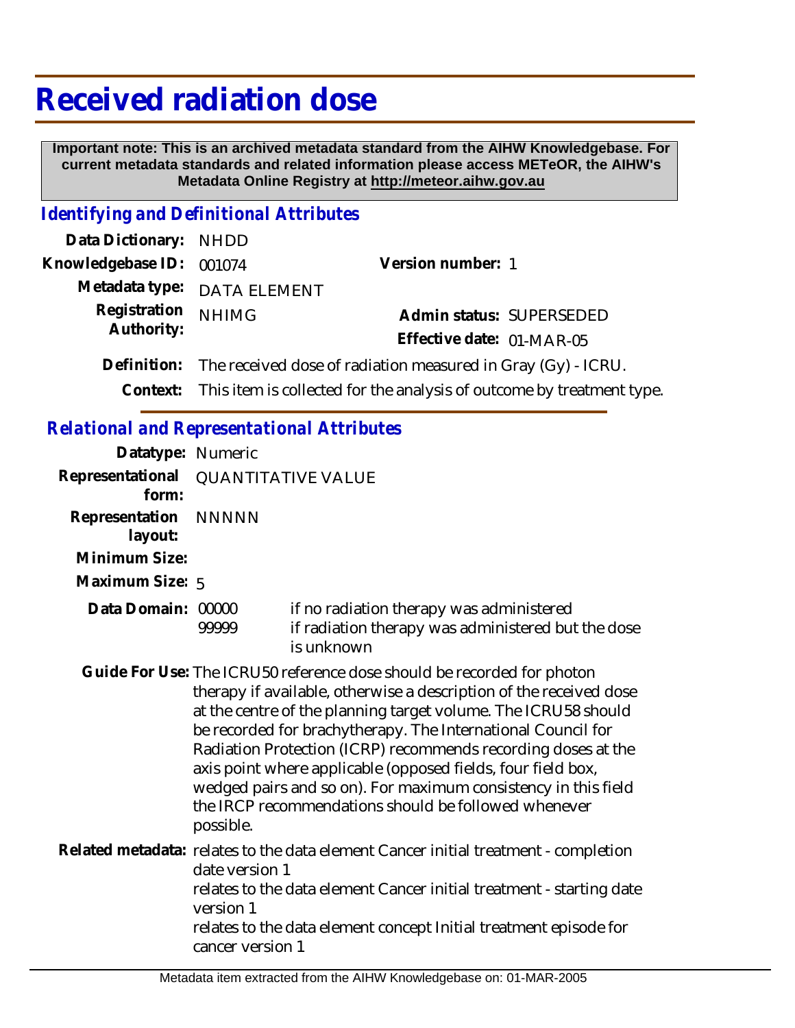# Received radiation dose

**Important note: This is an archived metadata standard from the AIHW Knowledgebase. For current metadata standards and related information please access METeOR, the AIHW's Metadata Online Registry at http://meteor.aihw.gov.au**

## *Identifying and Definitional Attributes*

**Data Dictionary:** NHDD

**Knowledgebase ID:** 001074

**Version number:** 1

**Metadata type:** DATA ELEMENT

**Registration Authority:** NHIMG

**Admin status:** SUPERSEDED

**Effective date:** 01-MAR-05

**Definition:** The received dose of radiation measured in Gray (Gy) - ICRU.

**Context:** This item is collected for the analysis of outcome by treatment type.

## *Relational and Representational Attributes*

**Datatype:** Numeric

**Representational form:** QUANTITATIVE VALUE

**Representation layout:** NNNNN

**Minimum Size:**

**Maximum Size:** 5

**Data Domain:**

| Code | Description |
|---|---|
| 00000 | if no radiation therapy was administered |
| 99999 | if radiation therapy was administered but the dose is unknown |

**Guide For Use:** The ICRU50 reference dose should be recorded for photon therapy if available, otherwise a description of the received dose at the centre of the planning target volume. The ICRU58 should be recorded for brachytherapy. The International Council for Radiation Protection (ICRP) recommends recording doses at the axis point where applicable (opposed fields, four field box, wedged pairs and so on). For maximum consistency in this field the IRCP recommendations should be followed whenever possible.

**Related metadata:** relates to the data element Cancer initial treatment - completion date version 1
relates to the data element Cancer initial treatment - starting date version 1
relates to the data element concept Initial treatment episode for cancer version 1

Metadata item extracted from the AIHW Knowledgebase on: 01-MAR-2005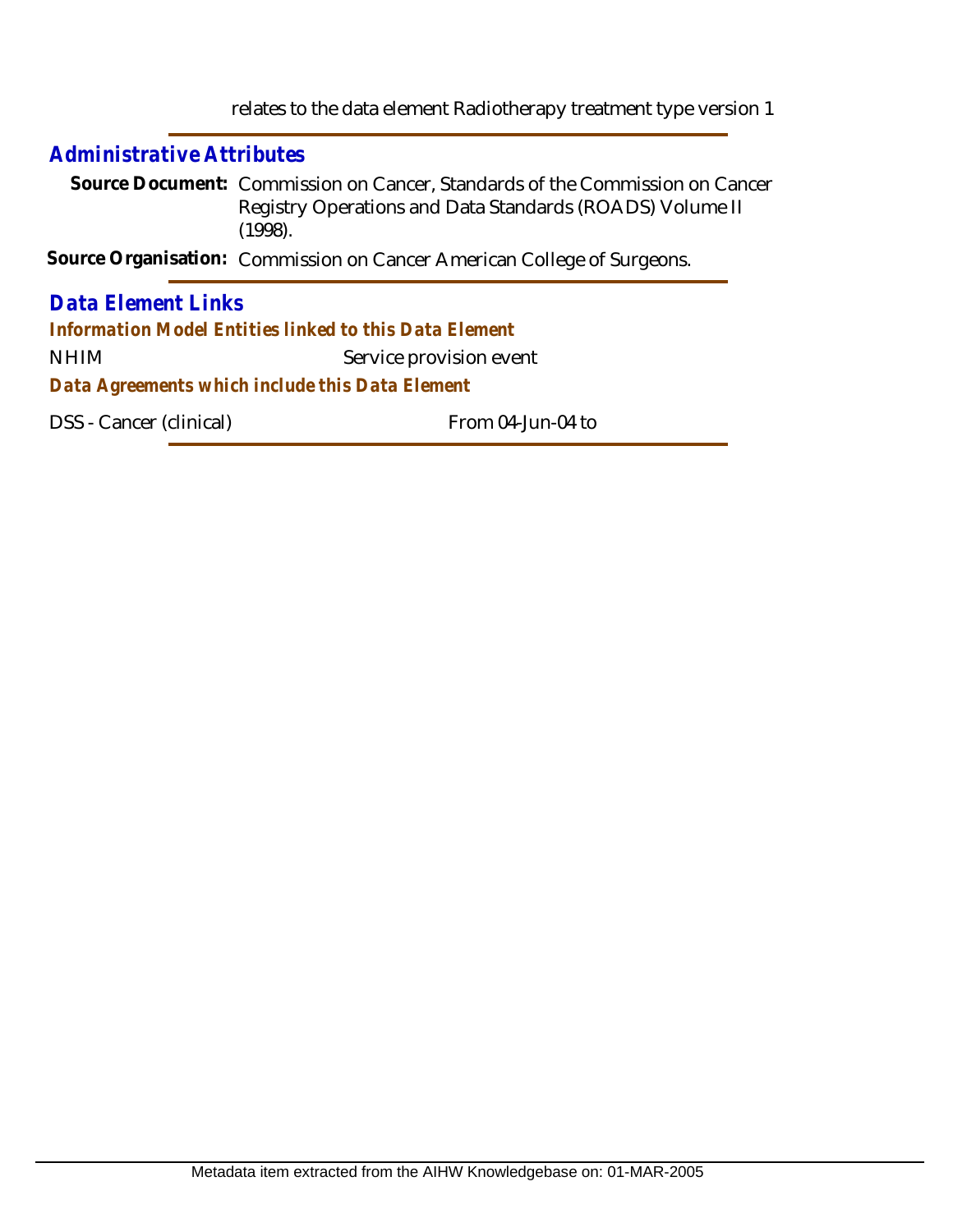relates to the data element Radiotherapy treatment type version 1

## Administrative Attributes

**Source Document:** Commission on Cancer, Standards of the Commission on Cancer Registry Operations and Data Standards (ROADS) Volume II (1998).

**Source Organisation:** Commission on Cancer American College of Surgeons.

## Data Element Links

### Information Model Entities linked to this Data Element

NHIM Service provision event

### Data Agreements which include this Data Element

DSS - Cancer (clinical) From 04-Jun-04 to

Metadata item extracted from the AIHW Knowledgebase on: 01-MAR-2005